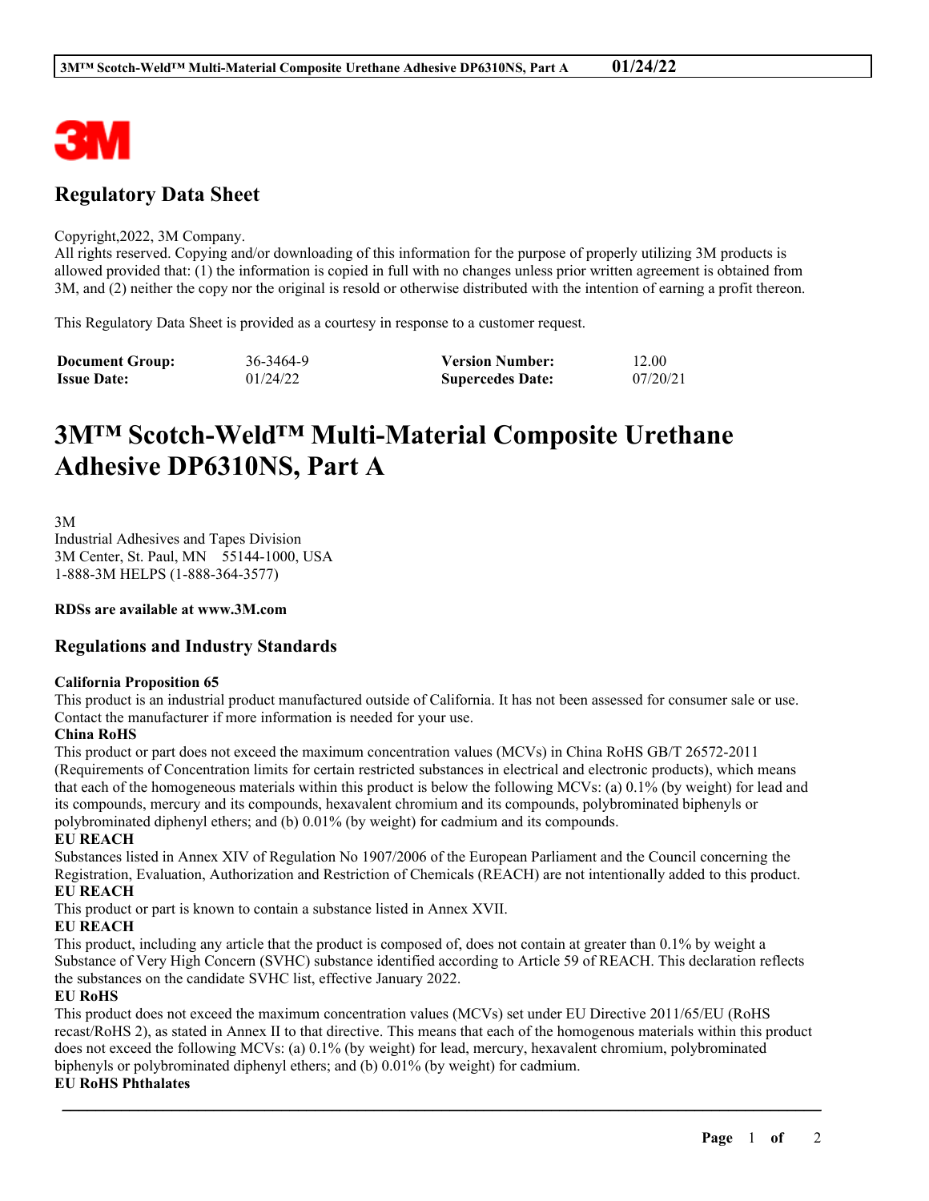3M

## Regulatory Data Sheet

Copyright,2022, 3M Company.
All rights reserved. Copying and/or downloading of this information for the purpose of properly utilizing 3M products is allowed provided that: (1) the information is copied in full with no changes unless prior written agreement is obtained from 3M, and (2) neither the copy nor the original is resold or otherwise distributed with the intention of earning a profit thereon.

This Regulatory Data Sheet is provided as a courtesy in response to a customer request.

| **Document Group:** | 36-3464-9 | **Version Number:** | 12.00 |
|---|---|---|---|
| **Issue Date:** | 01/24/22 | **Supercedes Date:** | 07/20/21 |

# 3M™ Scotch-Weld™ Multi-Material Composite Urethane Adhesive DP6310NS, Part A

3M
Industrial Adhesives and Tapes Division
3M Center, St. Paul, MN 55144-1000, USA
1-888-3M HELPS (1-888-364-3577)

**RDSs are available at www.3M.com**

## Regulations and Industry Standards

**California Proposition 65**
This product is an industrial product manufactured outside of California. It has not been assessed for consumer sale or use. Contact the manufacturer if more information is needed for your use.

**China RoHS**
This product or part does not exceed the maximum concentration values (MCVs) in China RoHS GB/T 26572-2011 (Requirements of Concentration limits for certain restricted substances in electrical and electronic products), which means that each of the homogeneous materials within this product is below the following MCVs: (a) 0.1% (by weight) for lead and its compounds, mercury and its compounds, hexavalent chromium and its compounds, polybrominated biphenyls or polybrominated diphenyl ethers; and (b) 0.01% (by weight) for cadmium and its compounds.

**EU REACH**
Substances listed in Annex XIV of Regulation No 1907/2006 of the European Parliament and the Council concerning the Registration, Evaluation, Authorization and Restriction of Chemicals (REACH) are not intentionally added to this product.

**EU REACH**
This product or part is known to contain a substance listed in Annex XVII.

**EU REACH**
This product, including any article that the product is composed of, does not contain at greater than 0.1% by weight a Substance of Very High Concern (SVHC) substance identified according to Article 59 of REACH. This declaration reflects the substances on the candidate SVHC list, effective January 2022.

**EU RoHS**
This product does not exceed the maximum concentration values (MCVs) set under EU Directive 2011/65/EU (RoHS recast/RoHS 2), as stated in Annex II to that directive. This means that each of the homogenous materials within this product does not exceed the following MCVs: (a) 0.1% (by weight) for lead, mercury, hexavalent chromium, polybrominated biphenyls or polybrominated diphenyl ethers; and (b) 0.01% (by weight) for cadmium.

**EU RoHS Phthalates**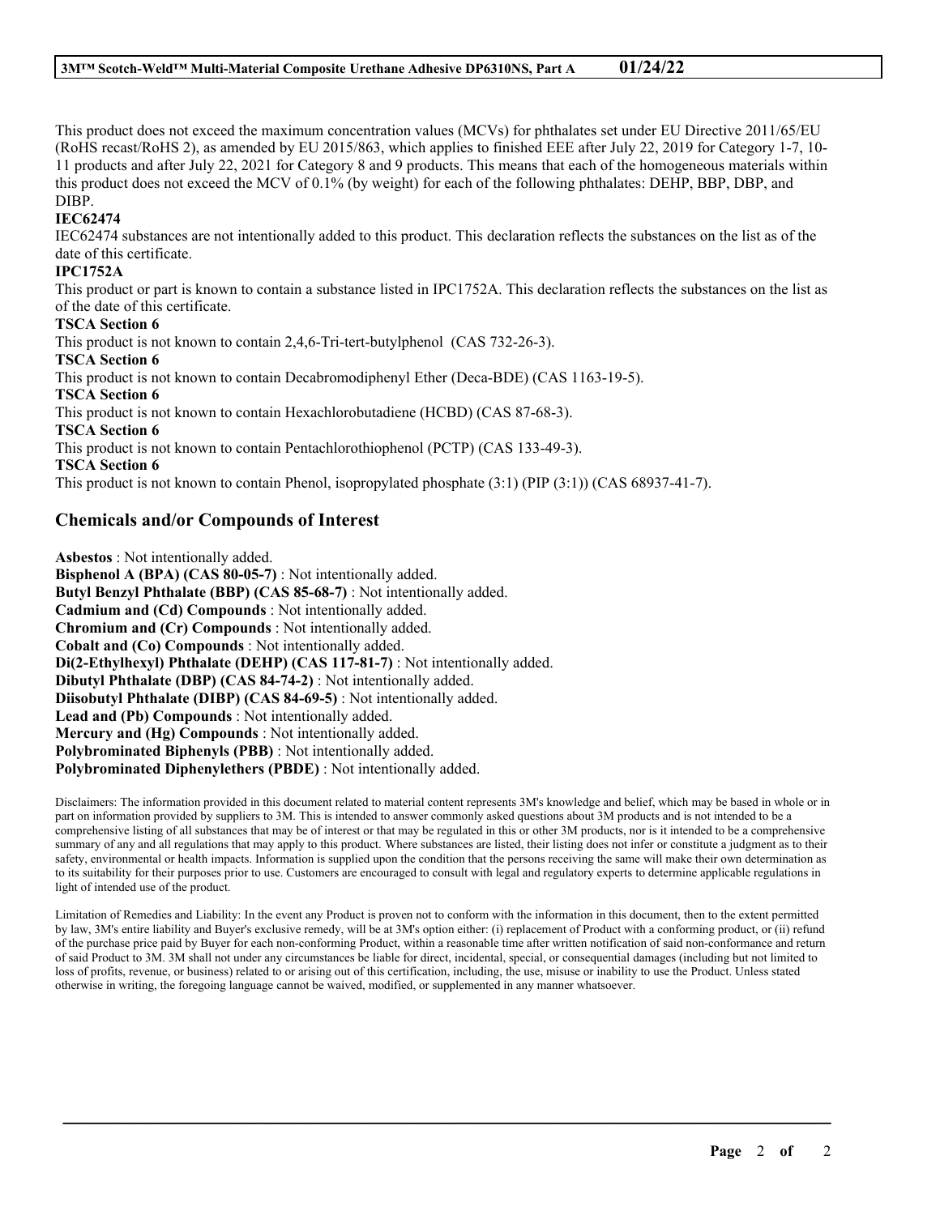This product does not exceed the maximum concentration values (MCVs) for phthalates set under EU Directive 2011/65/EU (RoHS recast/RoHS 2), as amended by EU 2015/863, which applies to finished EEE after July 22, 2019 for Category 1-7, 10-11 products and after July 22, 2021 for Category 8 and 9 products. This means that each of the homogeneous materials within this product does not exceed the MCV of 0.1% (by weight) for each of the following phthalates: DEHP, BBP, DBP, and DIBP.

**IEC62474**

IEC62474 substances are not intentionally added to this product. This declaration reflects the substances on the list as of the date of this certificate.

**IPC1752A**

This product or part is known to contain a substance listed in IPC1752A. This declaration reflects the substances on the list as of the date of this certificate.

**TSCA Section 6**

This product is not known to contain 2,4,6-Tri-tert-butylphenol (CAS 732-26-3).

**TSCA Section 6**

This product is not known to contain Decabromodiphenyl Ether (Deca-BDE) (CAS 1163-19-5).

**TSCA Section 6**

This product is not known to contain Hexachlorobutadiene (HCBD) (CAS 87-68-3).

**TSCA Section 6**

This product is not known to contain Pentachlorothiophenol (PCTP) (CAS 133-49-3).

**TSCA Section 6**

This product is not known to contain Phenol, isopropylated phosphate (3:1) (PIP (3:1)) (CAS 68937-41-7).

## Chemicals and/or Compounds of Interest

**Asbestos** : Not intentionally added.
**Bisphenol A (BPA) (CAS 80-05-7)** : Not intentionally added.
**Butyl Benzyl Phthalate (BBP) (CAS 85-68-7)** : Not intentionally added.
**Cadmium and (Cd) Compounds** : Not intentionally added.
**Chromium and (Cr) Compounds** : Not intentionally added.
**Cobalt and (Co) Compounds** : Not intentionally added.
**Di(2-Ethylhexyl) Phthalate (DEHP) (CAS 117-81-7)** : Not intentionally added.
**Dibutyl Phthalate (DBP) (CAS 84-74-2)** : Not intentionally added.
**Diisobutyl Phthalate (DIBP) (CAS 84-69-5)** : Not intentionally added.
**Lead and (Pb) Compounds** : Not intentionally added.
**Mercury and (Hg) Compounds** : Not intentionally added.
**Polybrominated Biphenyls (PBB)** : Not intentionally added.
**Polybrominated Diphenylethers (PBDE)** : Not intentionally added.

Disclaimers: The information provided in this document related to material content represents 3M's knowledge and belief, which may be based in whole or in part on information provided by suppliers to 3M. This is intended to answer commonly asked questions about 3M products and is not intended to be a comprehensive listing of all substances that may be of interest or that may be regulated in this or other 3M products, nor is it intended to be a comprehensive summary of any and all regulations that may apply to this product. Where substances are listed, their listing does not infer or constitute a judgment as to their safety, environmental or health impacts. Information is supplied upon the condition that the persons receiving the same will make their own determination as to its suitability for their purposes prior to use. Customers are encouraged to consult with legal and regulatory experts to determine applicable regulations in light of intended use of the product.

Limitation of Remedies and Liability: In the event any Product is proven not to conform with the information in this document, then to the extent permitted by law, 3M's entire liability and Buyer's exclusive remedy, will be at 3M's option either: (i) replacement of Product with a conforming product, or (ii) refund of the purchase price paid by Buyer for each non-conforming Product, within a reasonable time after written notification of said non-conformance and return of said Product to 3M. 3M shall not under any circumstances be liable for direct, incidental, special, or consequential damages (including but not limited to loss of profits, revenue, or business) related to or arising out of this certification, including, the use, misuse or inability to use the Product. Unless stated otherwise in writing, the foregoing language cannot be waived, modified, or supplemented in any manner whatsoever.